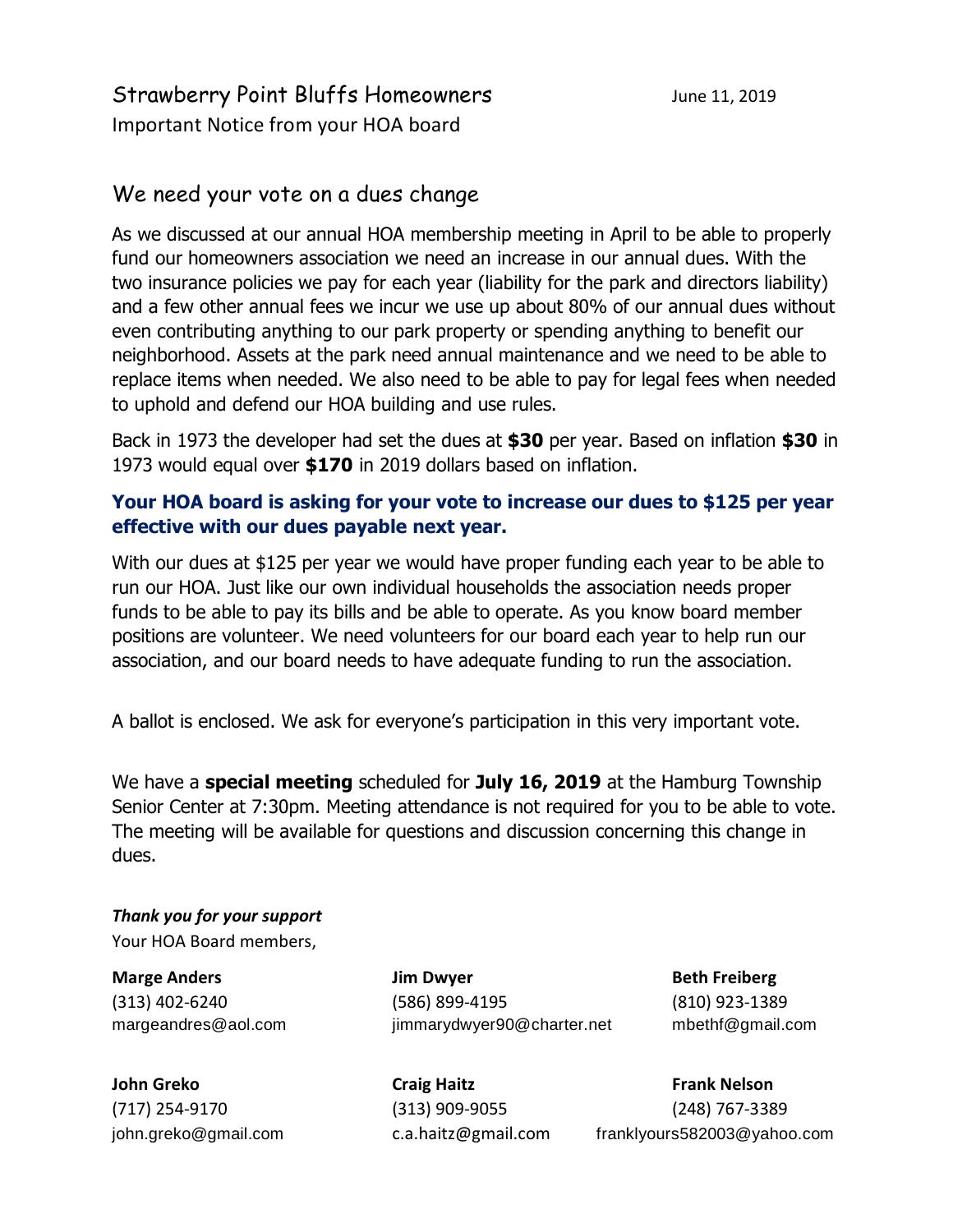# Strawberry Point Bluffs Homeowners

June 11, 2019

Important Notice from your HOA board

## We need your vote on a dues change

As we discussed at our annual HOA membership meeting in April to be able to properly fund our homeowners association we need an increase in our annual dues. With the two insurance policies we pay for each year (liability for the park and directors liability) and a few other annual fees we incur we use up about 80% of our annual dues without even contributing anything to our park property or spending anything to benefit our neighborhood. Assets at the park need annual maintenance and we need to be able to replace items when needed. We also need to be able to pay for legal fees when needed to uphold and defend our HOA building and use rules.

Back in 1973 the developer had set the dues at **$30** per year. Based on inflation **$30** in 1973 would equal over **$170** in 2019 dollars based on inflation.

**Your HOA board is asking for your vote to increase our dues to $125 per year effective with our dues payable next year.**

With our dues at $125 per year we would have proper funding each year to be able to run our HOA. Just like our own individual households the association needs proper funds to be able to pay its bills and be able to operate. As you know board member positions are volunteer. We need volunteers for our board each year to help run our association, and our board needs to have adequate funding to run the association.

A ballot is enclosed. We ask for everyone's participation in this very important vote.

We have a **special meeting** scheduled for **July 16, 2019** at the Hamburg Township Senior Center at 7:30pm. Meeting attendance is not required for you to be able to vote. The meeting will be available for questions and discussion concerning this change in dues.

***Thank you for your support***

Your HOA Board members,

**Marge Anders**
(313) 402-6240
margeandres@aol.com

**Jim Dwyer**
(586) 899-4195
jimmarydwyer90@charter.net

**Beth Freiberg**
(810) 923-1389
mbethf@gmail.com

**John Greko**
(717) 254-9170
john.greko@gmail.com

**Craig Haitz**
(313) 909-9055
c.a.haitz@gmail.com

**Frank Nelson**
(248) 767-3389
franklyours582003@yahoo.com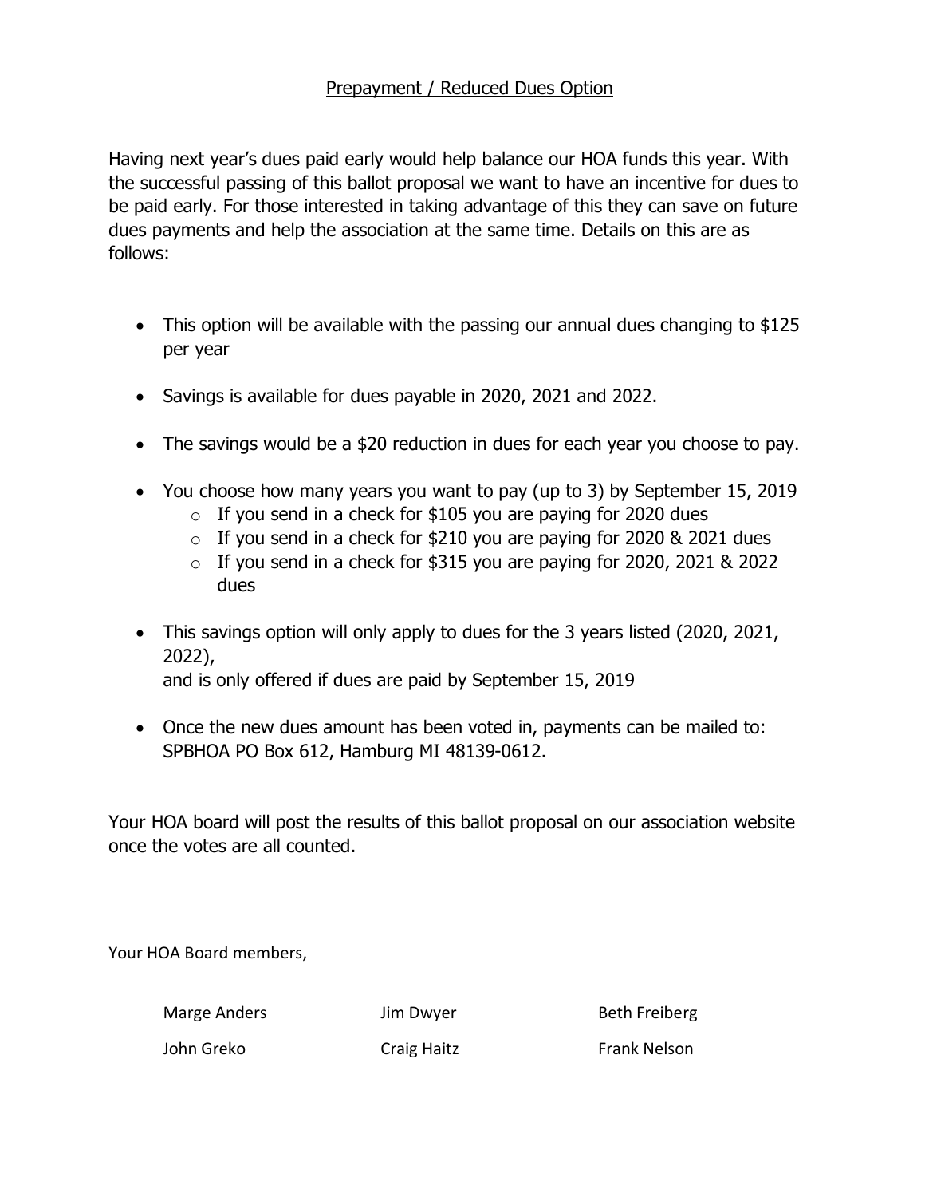## Prepayment / Reduced Dues Option

Having next year's dues paid early would help balance our HOA funds this year. With the successful passing of this ballot proposal we want to have an incentive for dues to be paid early. For those interested in taking advantage of this they can save on future dues payments and help the association at the same time. Details on this are as follows:

- This option will be available with the passing our annual dues changing to $125 per year
- Savings is available for dues payable in 2020, 2021 and 2022.
- The savings would be a $20 reduction in dues for each year you choose to pay.
- You choose how many years you want to pay (up to 3) by September 15, 2019
  - If you send in a check for $105 you are paying for 2020 dues
  - If you send in a check for $210 you are paying for 2020 & 2021 dues
  - If you send in a check for $315 you are paying for 2020, 2021 & 2022 dues
- This savings option will only apply to dues for the 3 years listed (2020, 2021, 2022),
  and is only offered if dues are paid by September 15, 2019
- Once the new dues amount has been voted in, payments can be mailed to: SPBHOA PO Box 612, Hamburg MI 48139-0612.

Your HOA board will post the results of this ballot proposal on our association website once the votes are all counted.

Your HOA Board members,

| | | |
|---|---|---|
| Marge Anders | Jim Dwyer | Beth Freiberg |
| John Greko | Craig Haitz | Frank Nelson |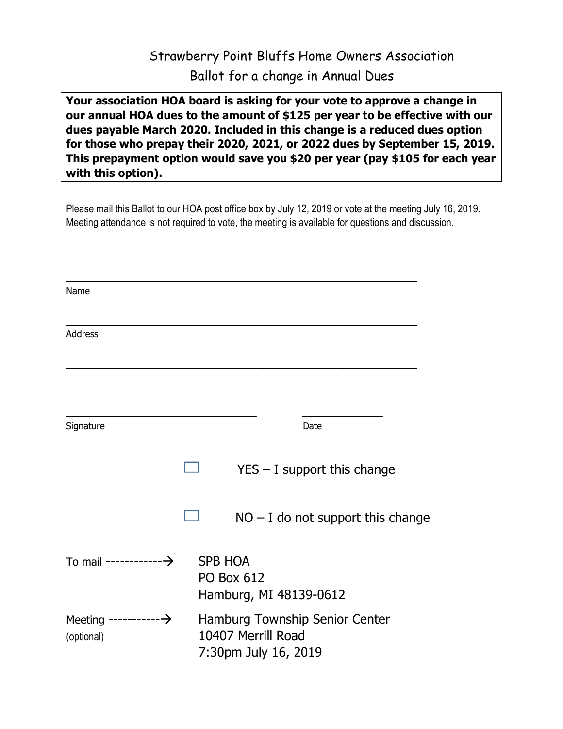# Strawberry Point Bluffs Home Owners Association

## Ballot for a change in Annual Dues

**Your association HOA board is asking for your vote to approve a change in our annual HOA dues to the amount of $125 per year to be effective with our dues payable March 2020. Included in this change is a reduced dues option for those who prepay their 2020, 2021, or 2022 dues by September 15, 2019. This prepayment option would save you $20 per year (pay $105 for each year with this option).**

Please mail this Ballot to our HOA post office box by July 12, 2019 or vote at the meeting July 16, 2019. Meeting attendance is not required to vote, the meeting is available for questions and discussion.

\_\_\_\_\_\_\_\_\_\_\_\_\_\_\_\_\_\_\_\_\_\_\_\_\_\_\_\_\_\_\_\_\_\_\_\_\_\_\_\_\_\_\_\_

Name

\_\_\_\_\_\_\_\_\_\_\_\_\_\_\_\_\_\_\_\_\_\_\_\_\_\_\_\_\_\_\_\_\_\_\_\_\_\_\_\_\_\_\_\_

Address

\_\_\_\_\_\_\_\_\_\_\_\_\_\_\_\_\_\_\_\_\_\_\_\_\_\_\_\_\_\_\_\_\_\_\_\_\_\_\_\_\_\_\_\_

\_\_\_\_\_\_\_\_\_\_\_\_\_\_\_\_\_\_\_\_\_\_\_\_\_\_\_\_ \_\_\_\_\_\_\_\_\_\_\_\_

Signature Date

☐ YES – I support this change

☐ NO – I do not support this change

To mail ------------→ SPB HOA
PO Box 612
Hamburg, MI 48139-0612

Meeting -----------→ (optional) Hamburg Township Senior Center
10407 Merrill Road
7:30pm July 16, 2019